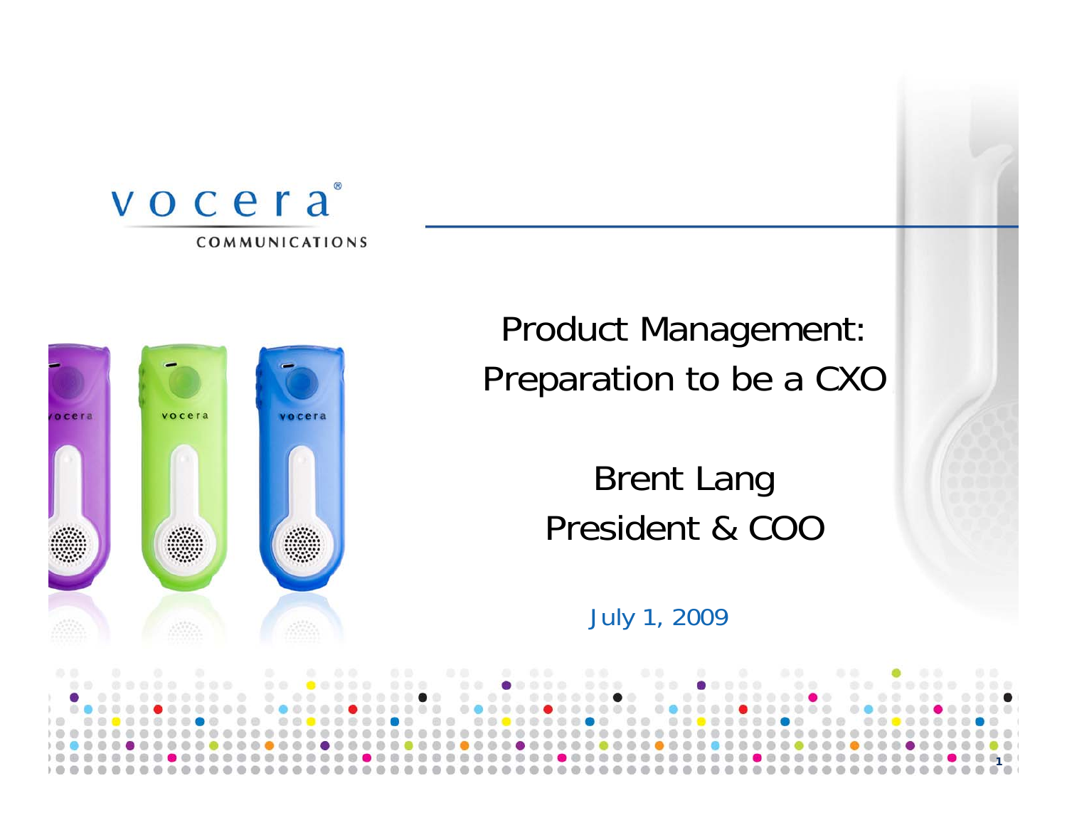vocera®

COMMUNICATIONS

# Product Management: Preparation to be a CXO

Brent Lang

President & COO

July 1, 2009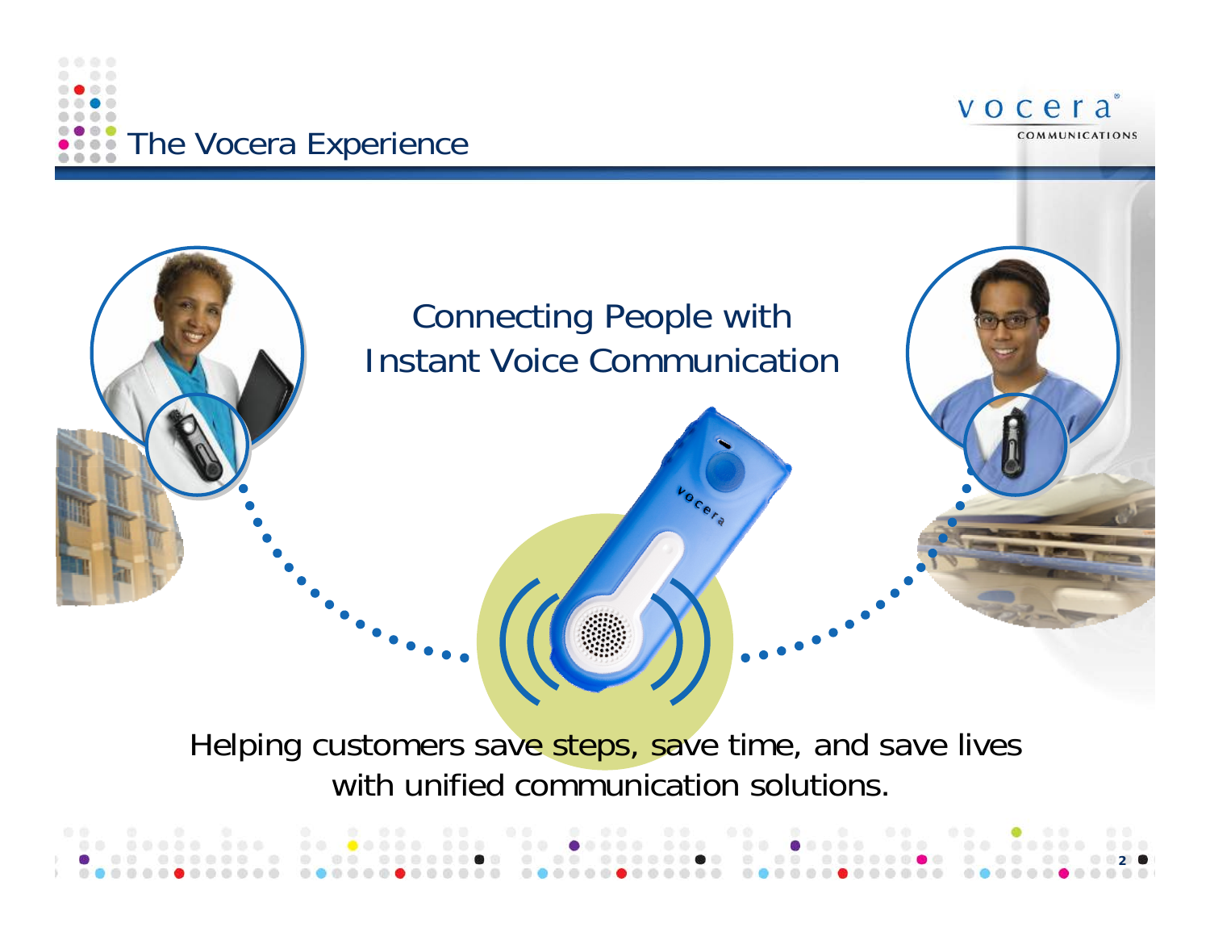# The Vocera Experience

Connecting People with Instant Voice Communication

Helping customers save steps, save time, and save lives with unified communication solutions.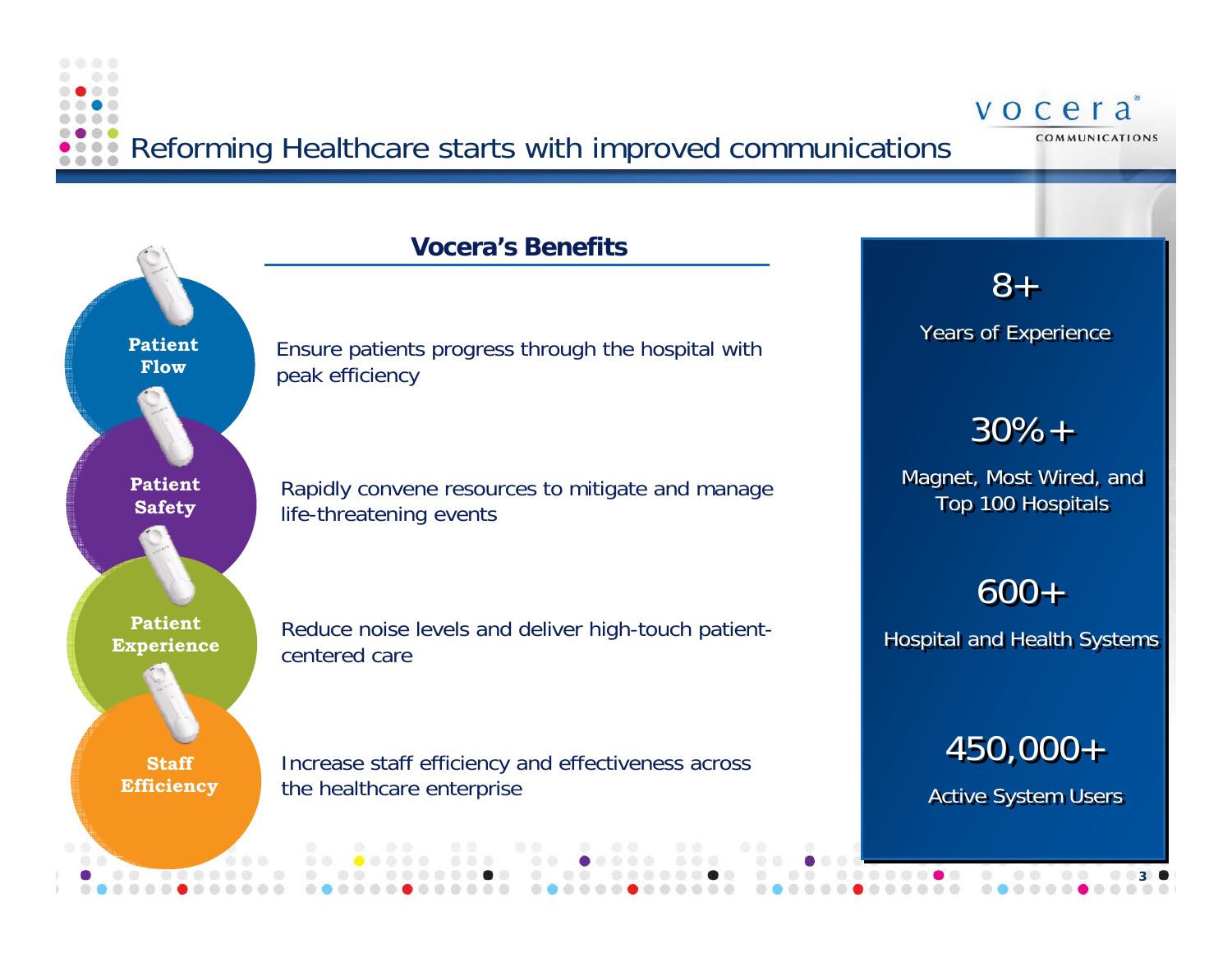# Reforming Healthcare starts with improved communications

## Vocera's Benefits

**Patient Flow**

Ensure patients progress through the hospital with peak efficiency

**Patient Safety**

Rapidly convene resources to mitigate and manage life-threatening events

**Patient Experience**

Reduce noise levels and deliver high-touch patient-centered care

**Staff Efficiency**

Increase staff efficiency and effectiveness across the healthcare enterprise

**8+**
Years of Experience

**30%+**
Magnet, Most Wired, and Top 100 Hospitals

**600+**
Hospital and Health Systems

**450,000+**
Active System Users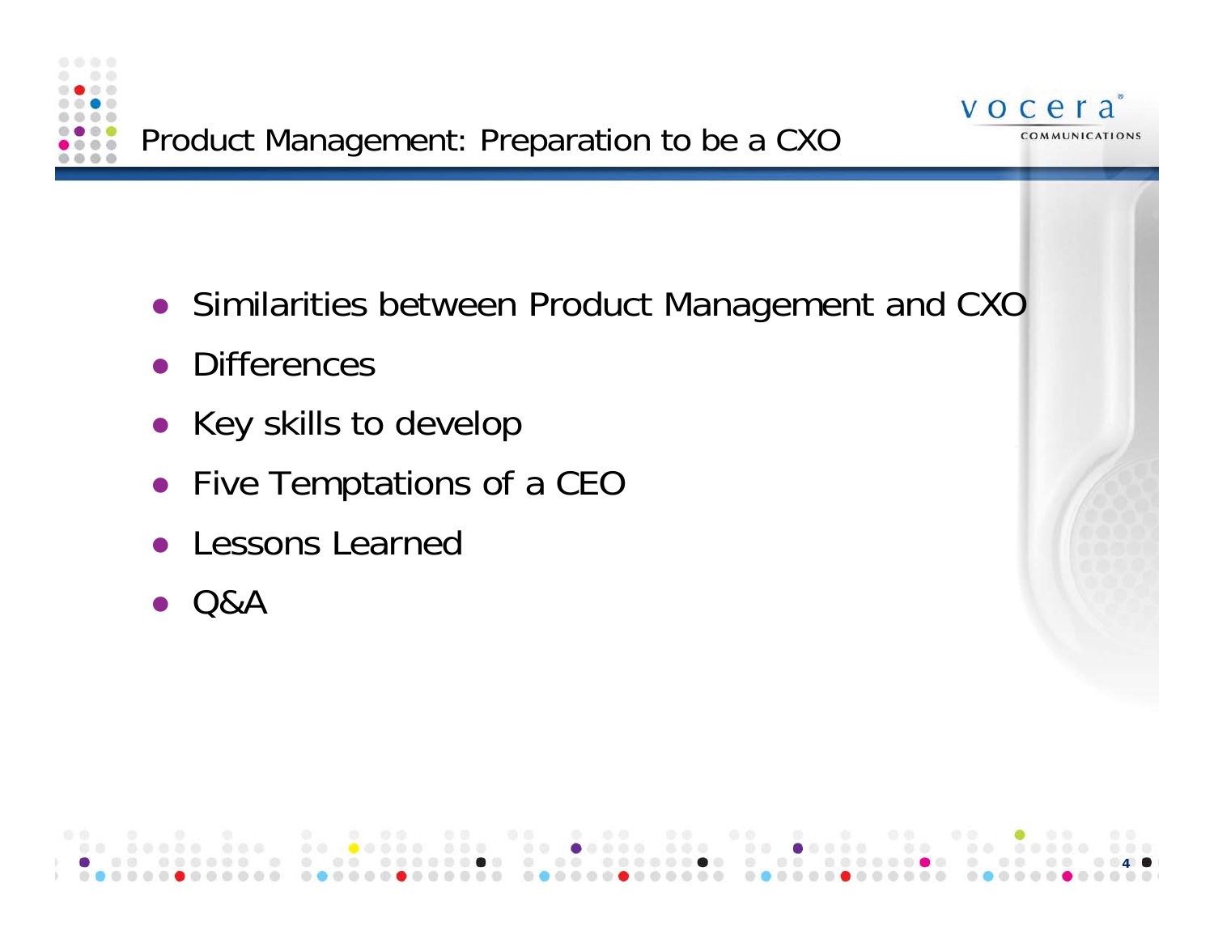# Product Management: Preparation to be a CXO

- Similarities between Product Management and CXO
- Differences
- Key skills to develop
- Five Temptations of a CEO
- Lessons Learned
- Q&A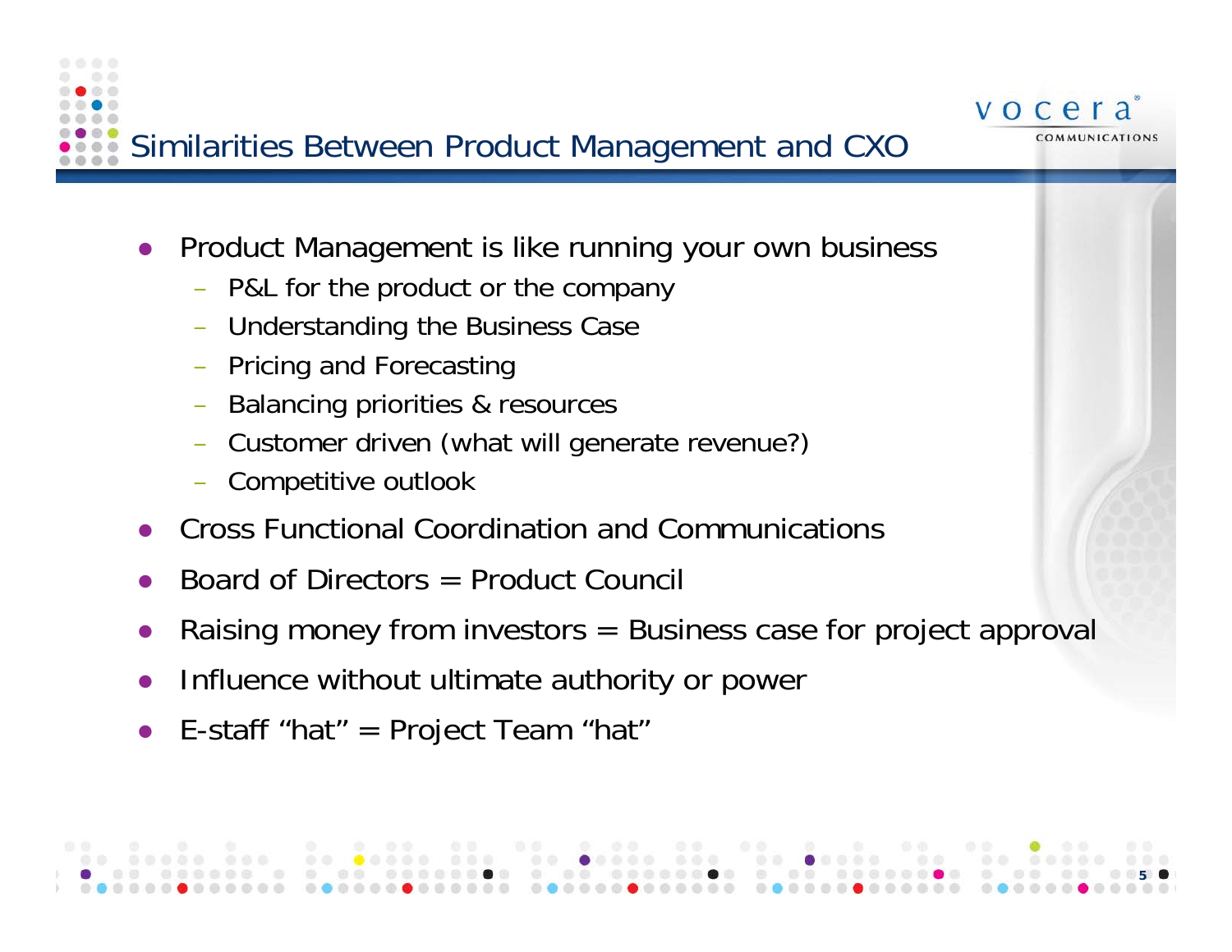# Similarities Between Product Management and CXO

- Product Management is like running your own business
  - P&L for the product or the company
  - Understanding the Business Case
  - Pricing and Forecasting
  - Balancing priorities & resources
  - Customer driven (what will generate revenue?)
  - Competitive outlook
- Cross Functional Coordination and Communications
- Board of Directors = Product Council
- Raising money from investors = Business case for project approval
- Influence without ultimate authority or power
- E-staff “hat” = Project Team “hat”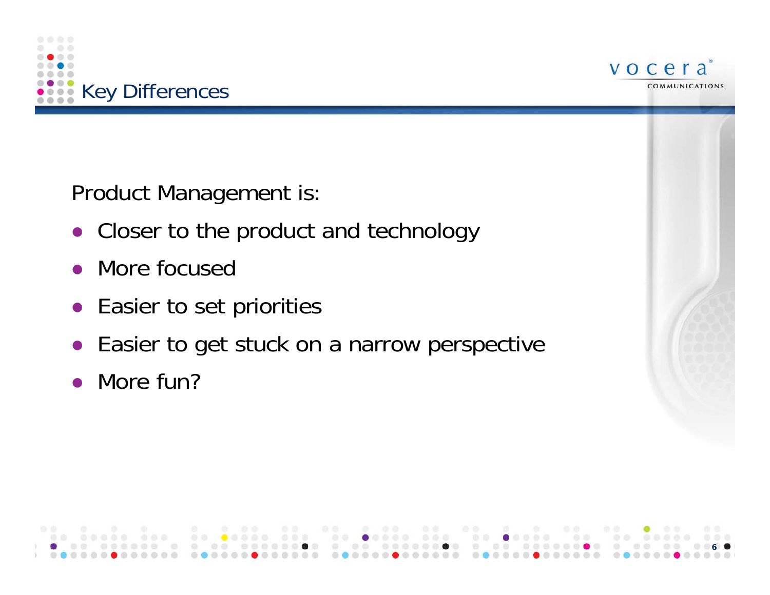# Key Differences

Product Management is:

- Closer to the product and technology
- More focused
- Easier to set priorities
- Easier to get stuck on a narrow perspective
- More fun?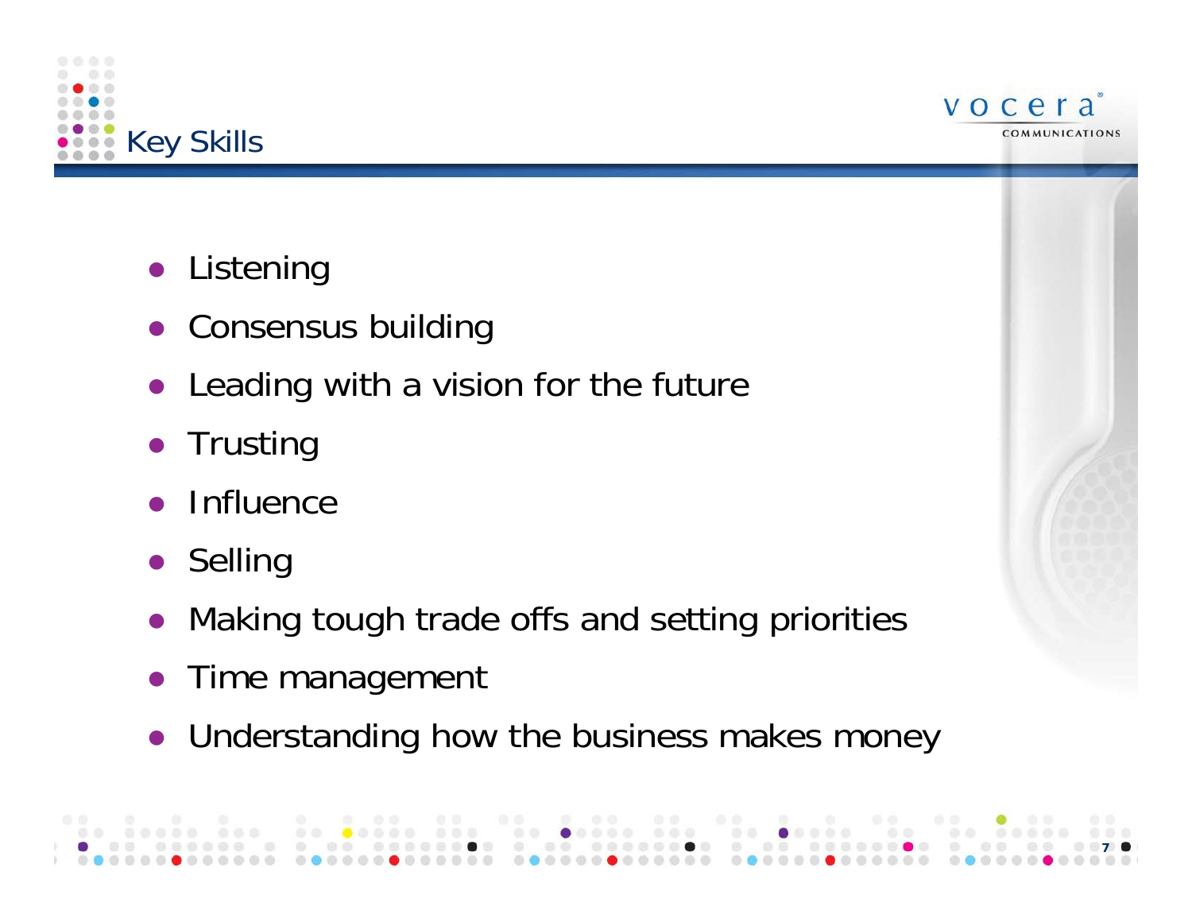## Key Skills

- Listening
- Consensus building
- Leading with a vision for the future
- Trusting
- Influence
- Selling
- Making tough trade offs and setting priorities
- Time management
- Understanding how the business makes money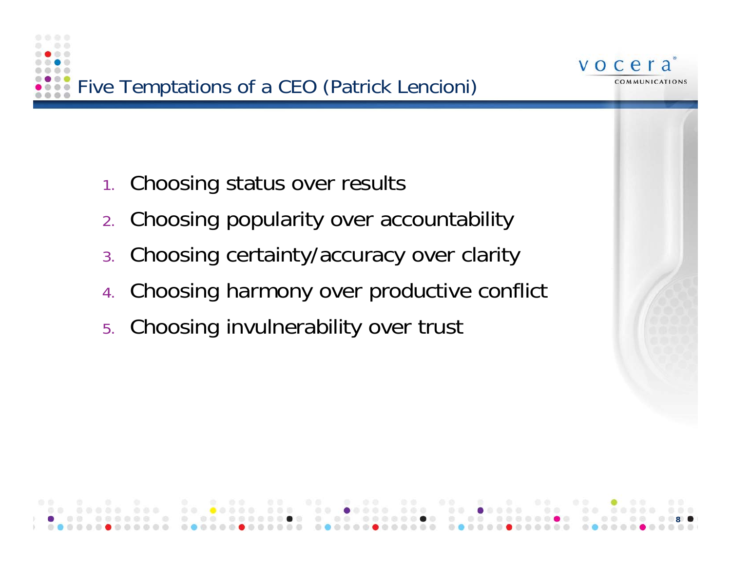# Five Temptations of a CEO (Patrick Lencioni)

1. Choosing status over results
2. Choosing popularity over accountability
3. Choosing certainty/accuracy over clarity
4. Choosing harmony over productive conflict
5. Choosing invulnerability over trust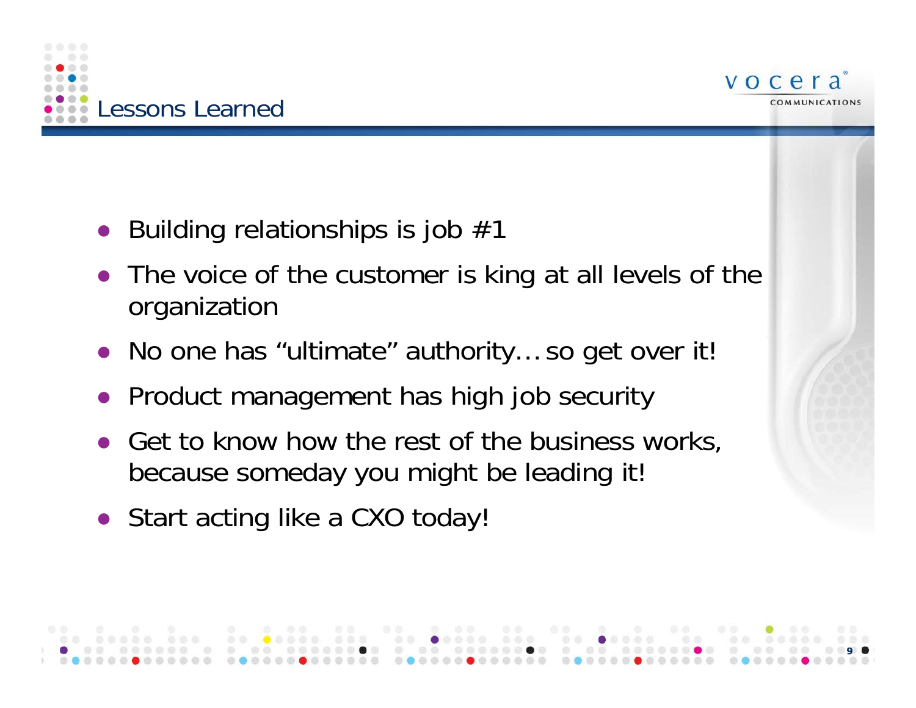# Lessons Learned

- Building relationships is job #1
- The voice of the customer is king at all levels of the organization
- No one has “ultimate” authority… so get over it!
- Product management has high job security
- Get to know how the rest of the business works, because someday you might be leading it!
- Start acting like a CXO today!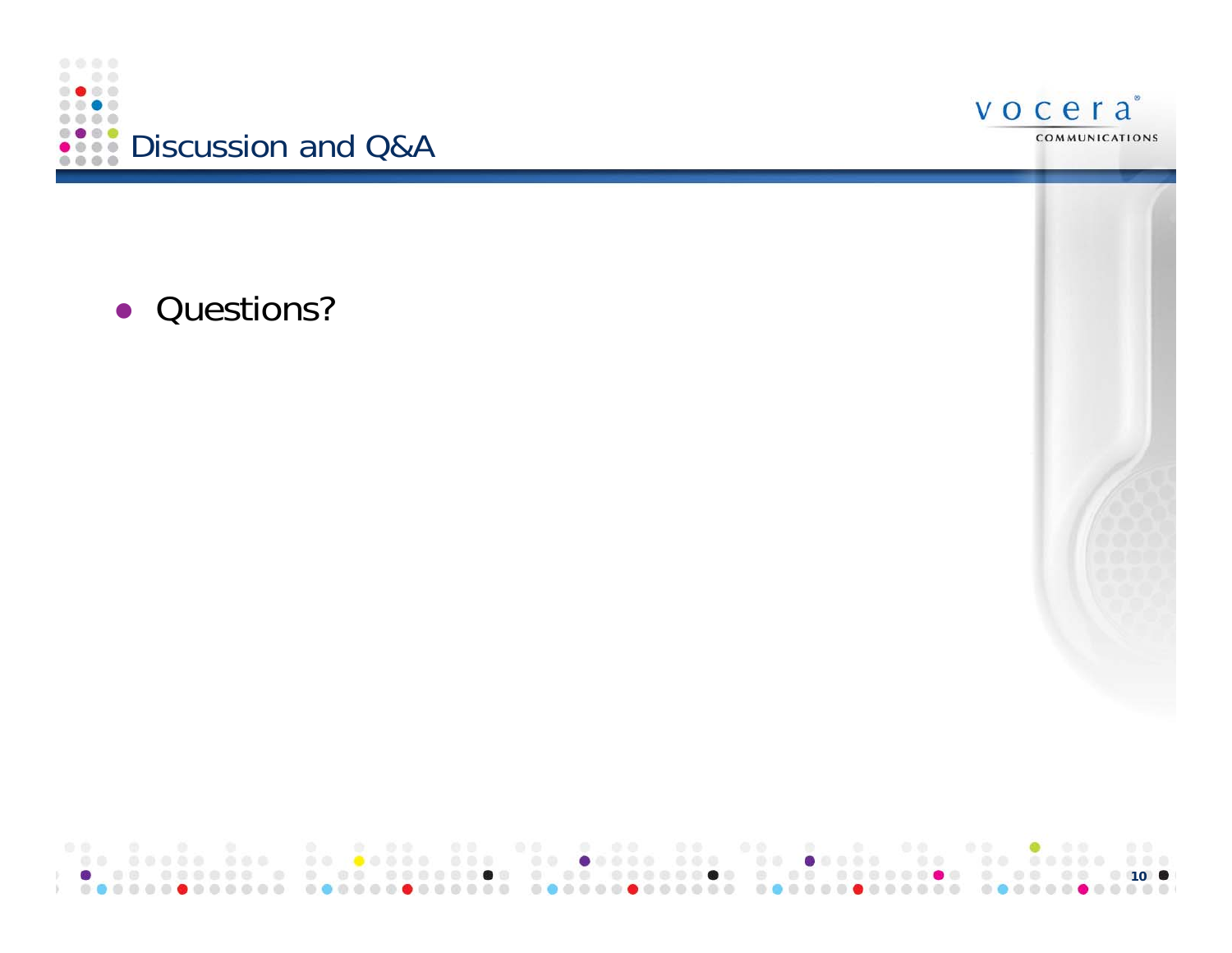# Discussion and Q&A

- Questions?